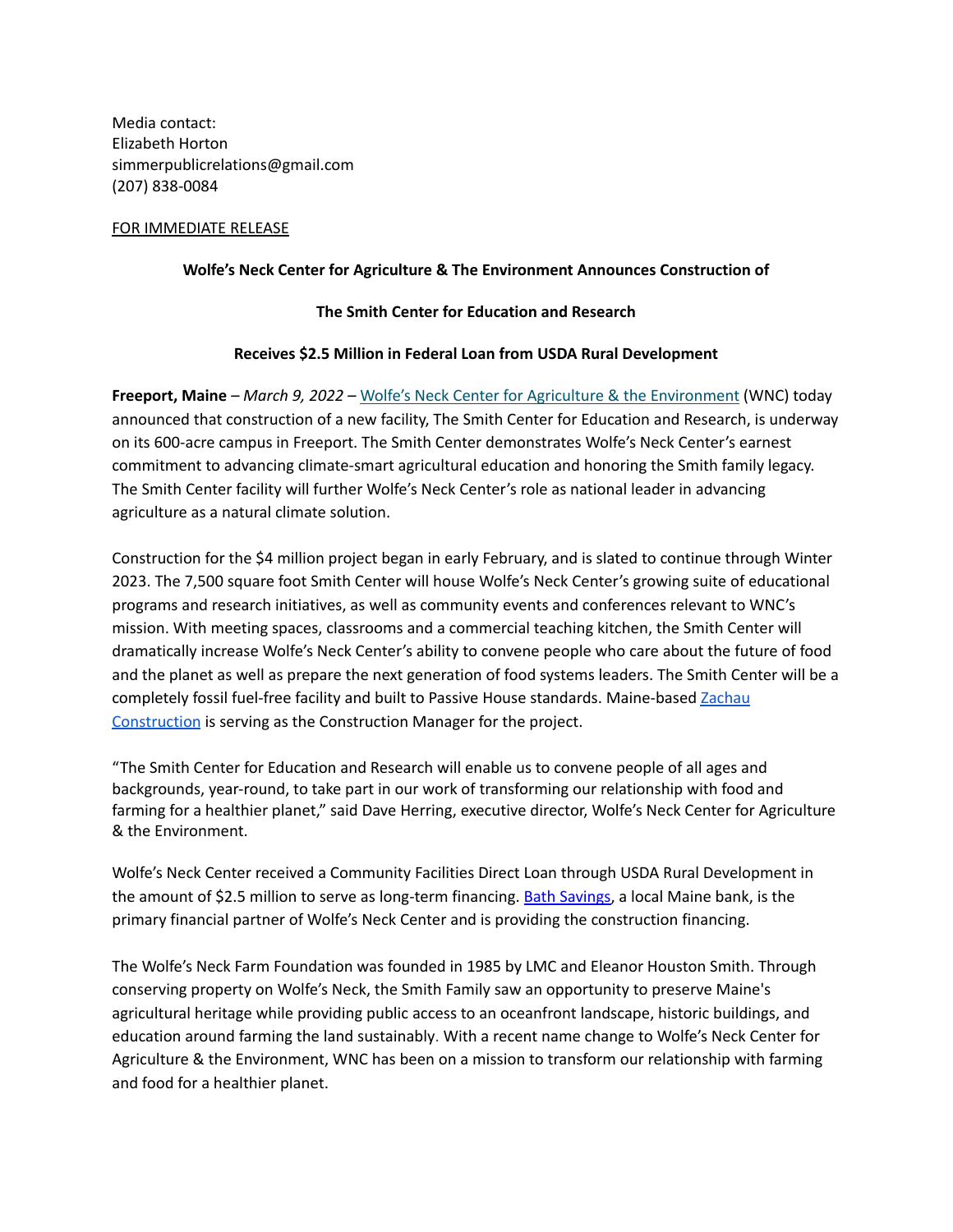Media contact:
Elizabeth Horton
simmerpublicrelations@gmail.com
(207) 838-0084

FOR IMMEDIATE RELEASE

**Wolfe's Neck Center for Agriculture & The Environment Announces Construction of**

**The Smith Center for Education and Research**

**Receives $2.5 Million in Federal Loan from USDA Rural Development**

**Freeport, Maine** – *March 9, 2022* – Wolfe's Neck Center for Agriculture & the Environment (WNC) today announced that construction of a new facility, The Smith Center for Education and Research, is underway on its 600-acre campus in Freeport. The Smith Center demonstrates Wolfe's Neck Center's earnest commitment to advancing climate-smart agricultural education and honoring the Smith family legacy. The Smith Center facility will further Wolfe's Neck Center's role as national leader in advancing agriculture as a natural climate solution.

Construction for the $4 million project began in early February, and is slated to continue through Winter 2023. The 7,500 square foot Smith Center will house Wolfe's Neck Center's growing suite of educational programs and research initiatives, as well as community events and conferences relevant to WNC's mission. With meeting spaces, classrooms and a commercial teaching kitchen, the Smith Center will dramatically increase Wolfe's Neck Center's ability to convene people who care about the future of food and the planet as well as prepare the next generation of food systems leaders. The Smith Center will be a completely fossil fuel-free facility and built to Passive House standards. Maine-based Zachau Construction is serving as the Construction Manager for the project.

"The Smith Center for Education and Research will enable us to convene people of all ages and backgrounds, year-round, to take part in our work of transforming our relationship with food and farming for a healthier planet," said Dave Herring, executive director, Wolfe's Neck Center for Agriculture & the Environment.

Wolfe's Neck Center received a Community Facilities Direct Loan through USDA Rural Development in the amount of $2.5 million to serve as long-term financing. Bath Savings, a local Maine bank, is the primary financial partner of Wolfe's Neck Center and is providing the construction financing.

The Wolfe's Neck Farm Foundation was founded in 1985 by LMC and Eleanor Houston Smith. Through conserving property on Wolfe's Neck, the Smith Family saw an opportunity to preserve Maine's agricultural heritage while providing public access to an oceanfront landscape, historic buildings, and education around farming the land sustainably. With a recent name change to Wolfe's Neck Center for Agriculture & the Environment, WNC has been on a mission to transform our relationship with farming and food for a healthier planet.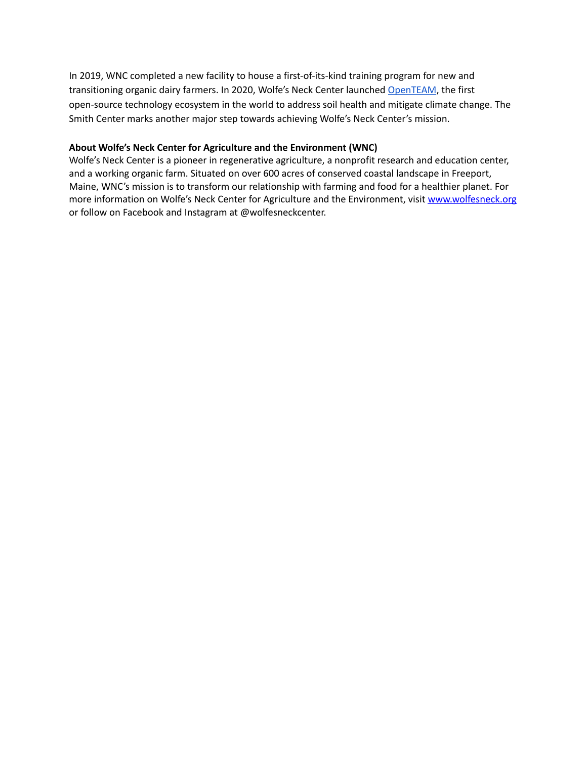In 2019, WNC completed a new facility to house a first-of-its-kind training program for new and transitioning organic dairy farmers. In 2020, Wolfe's Neck Center launched OpenTEAM, the first open-source technology ecosystem in the world to address soil health and mitigate climate change. The Smith Center marks another major step towards achieving Wolfe's Neck Center's mission.

**About Wolfe's Neck Center for Agriculture and the Environment (WNC)**

Wolfe's Neck Center is a pioneer in regenerative agriculture, a nonprofit research and education center, and a working organic farm. Situated on over 600 acres of conserved coastal landscape in Freeport, Maine, WNC's mission is to transform our relationship with farming and food for a healthier planet. For more information on Wolfe's Neck Center for Agriculture and the Environment, visit www.wolfesneck.org or follow on Facebook and Instagram at @wolfesneckcenter.